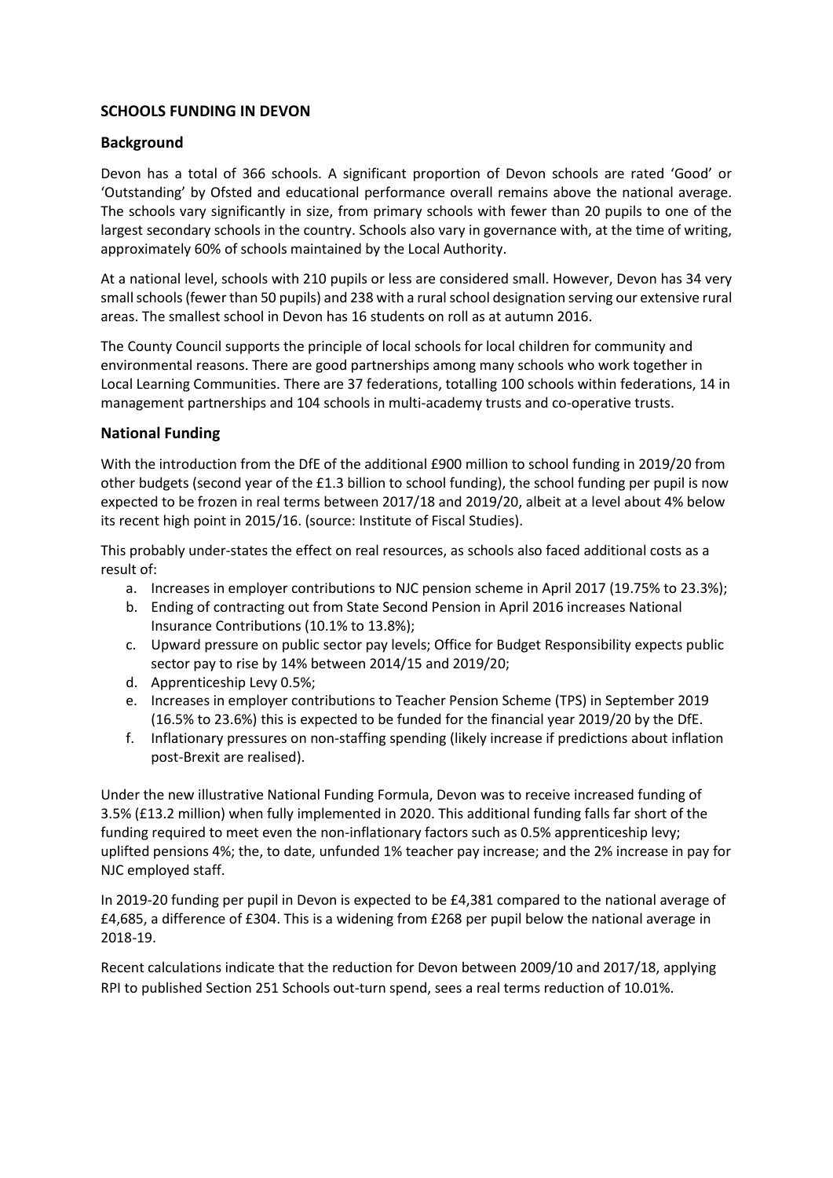## SCHOOLS FUNDING IN DEVON

### Background

Devon has a total of 366 schools. A significant proportion of Devon schools are rated 'Good' or 'Outstanding' by Ofsted and educational performance overall remains above the national average. The schools vary significantly in size, from primary schools with fewer than 20 pupils to one of the largest secondary schools in the country. Schools also vary in governance with, at the time of writing, approximately 60% of schools maintained by the Local Authority.

At a national level, schools with 210 pupils or less are considered small. However, Devon has 34 very small schools (fewer than 50 pupils) and 238 with a rural school designation serving our extensive rural areas. The smallest school in Devon has 16 students on roll as at autumn 2016.

The County Council supports the principle of local schools for local children for community and environmental reasons. There are good partnerships among many schools who work together in Local Learning Communities. There are 37 federations, totalling 100 schools within federations, 14 in management partnerships and 104 schools in multi-academy trusts and co-operative trusts.

### National Funding

With the introduction from the DfE of the additional £900 million to school funding in 2019/20 from other budgets (second year of the £1.3 billion to school funding), the school funding per pupil is now expected to be frozen in real terms between 2017/18 and 2019/20, albeit at a level about 4% below its recent high point in 2015/16. (source: Institute of Fiscal Studies).

This probably under-states the effect on real resources, as schools also faced additional costs as a result of:

a. Increases in employer contributions to NJC pension scheme in April 2017 (19.75% to 23.3%);
b. Ending of contracting out from State Second Pension in April 2016 increases National Insurance Contributions (10.1% to 13.8%);
c. Upward pressure on public sector pay levels; Office for Budget Responsibility expects public sector pay to rise by 14% between 2014/15 and 2019/20;
d. Apprenticeship Levy 0.5%;
e. Increases in employer contributions to Teacher Pension Scheme (TPS) in September 2019 (16.5% to 23.6%) this is expected to be funded for the financial year 2019/20 by the DfE.
f. Inflationary pressures on non-staffing spending (likely increase if predictions about inflation post-Brexit are realised).

Under the new illustrative National Funding Formula, Devon was to receive increased funding of 3.5% (£13.2 million) when fully implemented in 2020. This additional funding falls far short of the funding required to meet even the non-inflationary factors such as 0.5% apprenticeship levy; uplifted pensions 4%; the, to date, unfunded 1% teacher pay increase; and the 2% increase in pay for NJC employed staff.

In 2019-20 funding per pupil in Devon is expected to be £4,381 compared to the national average of £4,685, a difference of £304. This is a widening from £268 per pupil below the national average in 2018-19.

Recent calculations indicate that the reduction for Devon between 2009/10 and 2017/18, applying RPI to published Section 251 Schools out-turn spend, sees a real terms reduction of 10.01%.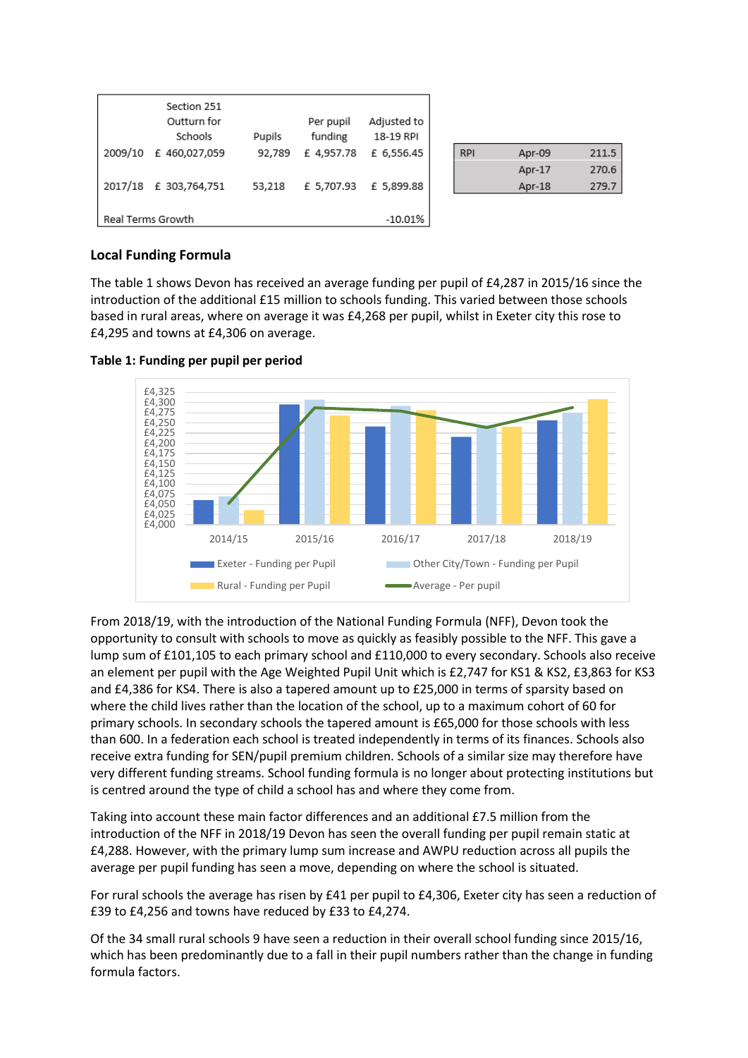| | Section 251 Outturn for Schools | Pupils | Per pupil funding | Adjusted to 18-19 RPI |
|---|---|---|---|---|
| 2009/10 | £ 460,027,059 | 92,789 | £ 4,957.78 | £ 6,556.45 |
| 2017/18 | £ 303,764,751 | 53,218 | £ 5,707.93 | £ 5,899.88 |
| Real Terms Growth | | | | -10.01% |

| RPI | Apr-09 | 211.5 |
|---|---|---|
| | Apr-17 | 270.6 |
| | Apr-18 | 279.7 |

## Local Funding Formula

The table 1 shows Devon has received an average funding per pupil of £4,287 in 2015/16 since the introduction of the additional £15 million to schools funding. This varied between those schools based in rural areas, where on average it was £4,268 per pupil, whilst in Exeter city this rose to £4,295 and towns at £4,306 on average.

**Table 1: Funding per pupil per period**

From 2018/19, with the introduction of the National Funding Formula (NFF), Devon took the opportunity to consult with schools to move as quickly as feasibly possible to the NFF. This gave a lump sum of £101,105 to each primary school and £110,000 to every secondary. Schools also receive an element per pupil with the Age Weighted Pupil Unit which is £2,747 for KS1 & KS2, £3,863 for KS3 and £4,386 for KS4. There is also a tapered amount up to £25,000 in terms of sparsity based on where the child lives rather than the location of the school, up to a maximum cohort of 60 for primary schools. In secondary schools the tapered amount is £65,000 for those schools with less than 600. In a federation each school is treated independently in terms of its finances. Schools also receive extra funding for SEN/pupil premium children. Schools of a similar size may therefore have very different funding streams. School funding formula is no longer about protecting institutions but is centred around the type of child a school has and where they come from.

Taking into account these main factor differences and an additional £7.5 million from the introduction of the NFF in 2018/19 Devon has seen the overall funding per pupil remain static at £4,288. However, with the primary lump sum increase and AWPU reduction across all pupils the average per pupil funding has seen a move, depending on where the school is situated.

For rural schools the average has risen by £41 per pupil to £4,306, Exeter city has seen a reduction of £39 to £4,256 and towns have reduced by £33 to £4,274.

Of the 34 small rural schools 9 have seen a reduction in their overall school funding since 2015/16, which has been predominantly due to a fall in their pupil numbers rather than the change in funding formula factors.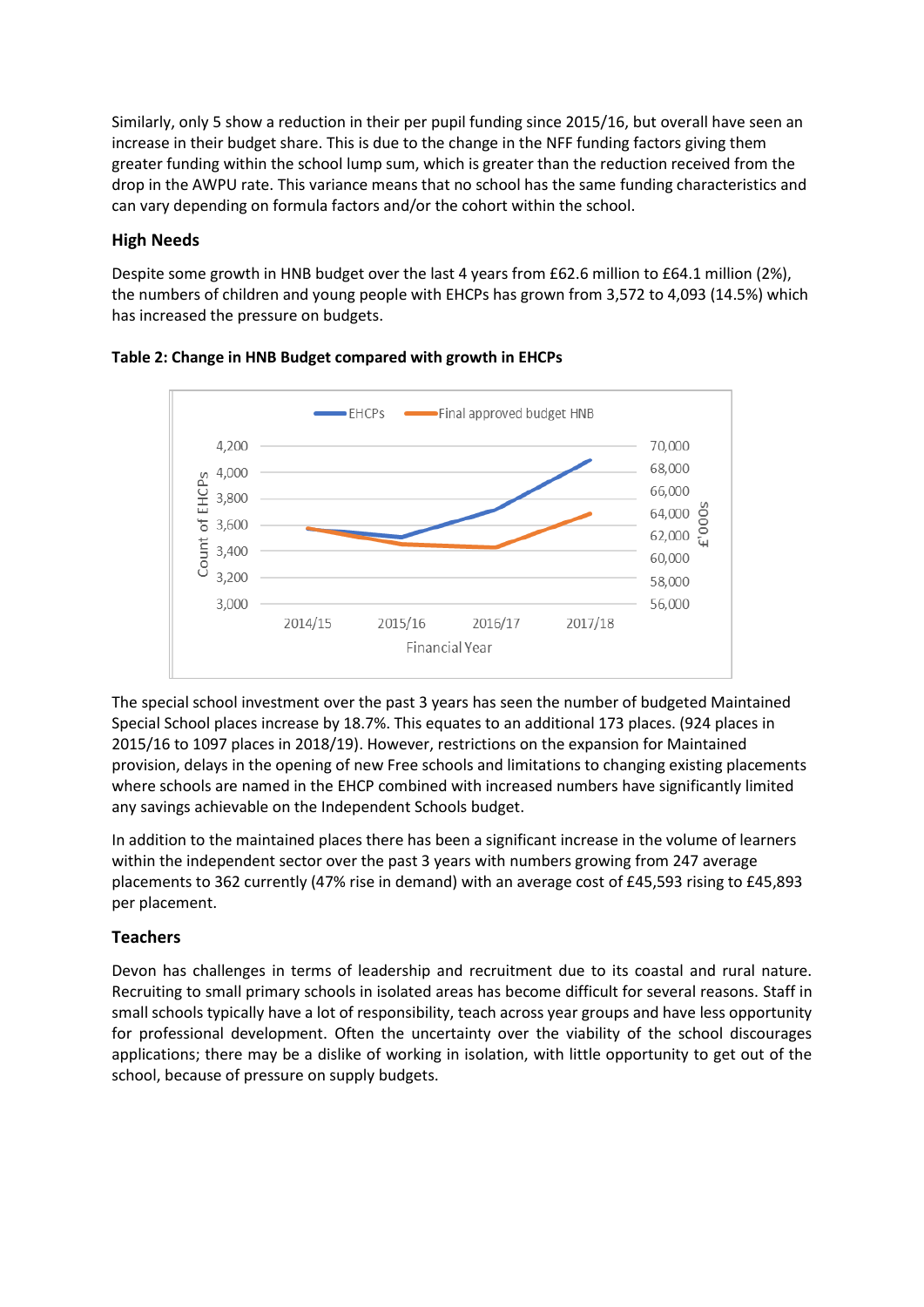Similarly, only 5 show a reduction in their per pupil funding since 2015/16, but overall have seen an increase in their budget share. This is due to the change in the NFF funding factors giving them greater funding within the school lump sum, which is greater than the reduction received from the drop in the AWPU rate. This variance means that no school has the same funding characteristics and can vary depending on formula factors and/or the cohort within the school.

## High Needs

Despite some growth in HNB budget over the last 4 years from £62.6 million to £64.1 million (2%), the numbers of children and young people with EHCPs has grown from 3,572 to 4,093 (14.5%) which has increased the pressure on budgets.

**Table 2: Change in HNB Budget compared with growth in EHCPs**

The special school investment over the past 3 years has seen the number of budgeted Maintained Special School places increase by 18.7%. This equates to an additional 173 places. (924 places in 2015/16 to 1097 places in 2018/19). However, restrictions on the expansion for Maintained provision, delays in the opening of new Free schools and limitations to changing existing placements where schools are named in the EHCP combined with increased numbers have significantly limited any savings achievable on the Independent Schools budget.

In addition to the maintained places there has been a significant increase in the volume of learners within the independent sector over the past 3 years with numbers growing from 247 average placements to 362 currently (47% rise in demand) with an average cost of £45,593 rising to £45,893 per placement.

## Teachers

Devon has challenges in terms of leadership and recruitment due to its coastal and rural nature. Recruiting to small primary schools in isolated areas has become difficult for several reasons. Staff in small schools typically have a lot of responsibility, teach across year groups and have less opportunity for professional development. Often the uncertainty over the viability of the school discourages applications; there may be a dislike of working in isolation, with little opportunity to get out of the school, because of pressure on supply budgets.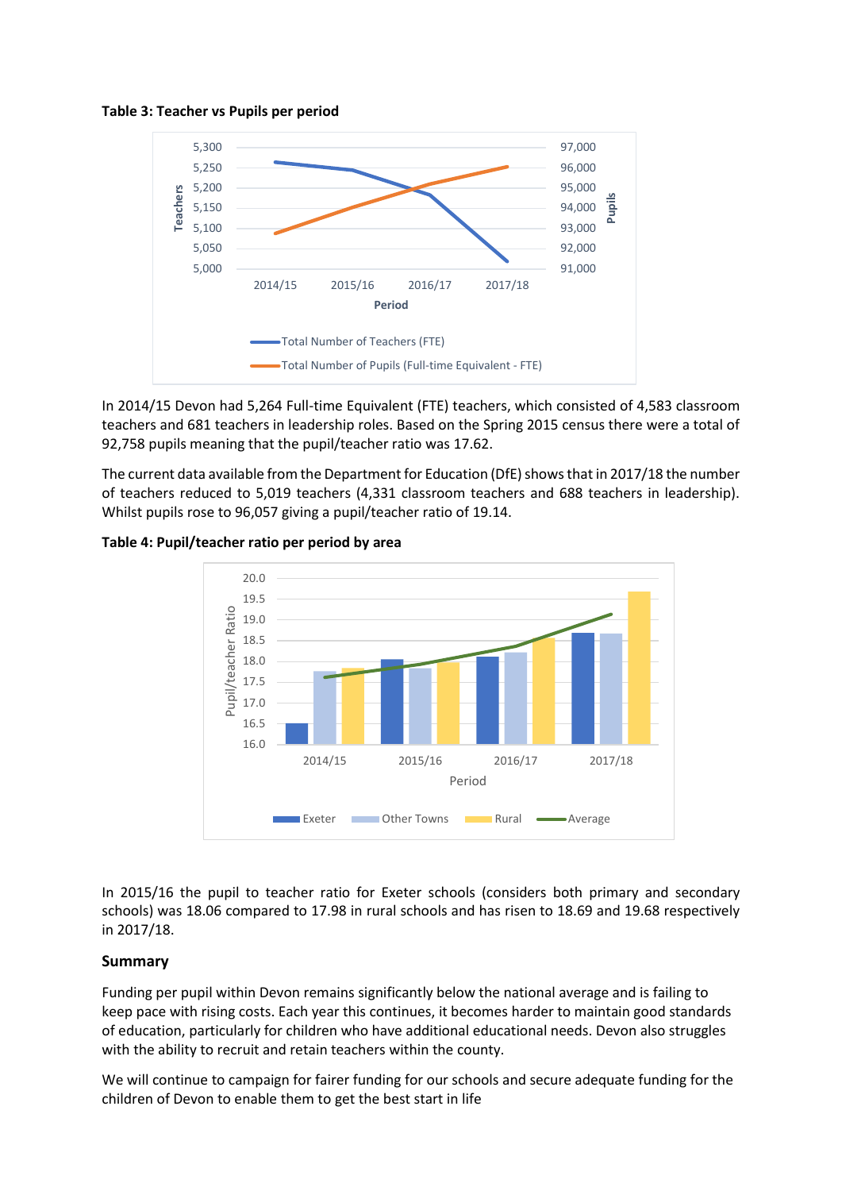**Table 3: Teacher vs Pupils per period**

In 2014/15 Devon had 5,264 Full-time Equivalent (FTE) teachers, which consisted of 4,583 classroom teachers and 681 teachers in leadership roles. Based on the Spring 2015 census there were a total of 92,758 pupils meaning that the pupil/teacher ratio was 17.62.

The current data available from the Department for Education (DfE) shows that in 2017/18 the number of teachers reduced to 5,019 teachers (4,331 classroom teachers and 688 teachers in leadership). Whilst pupils rose to 96,057 giving a pupil/teacher ratio of 19.14.

**Table 4: Pupil/teacher ratio per period by area**

In 2015/16 the pupil to teacher ratio for Exeter schools (considers both primary and secondary schools) was 18.06 compared to 17.98 in rural schools and has risen to 18.69 and 19.68 respectively in 2017/18.

**Summary**

Funding per pupil within Devon remains significantly below the national average and is failing to keep pace with rising costs. Each year this continues, it becomes harder to maintain good standards of education, particularly for children who have additional educational needs. Devon also struggles with the ability to recruit and retain teachers within the county.

We will continue to campaign for fairer funding for our schools and secure adequate funding for the children of Devon to enable them to get the best start in life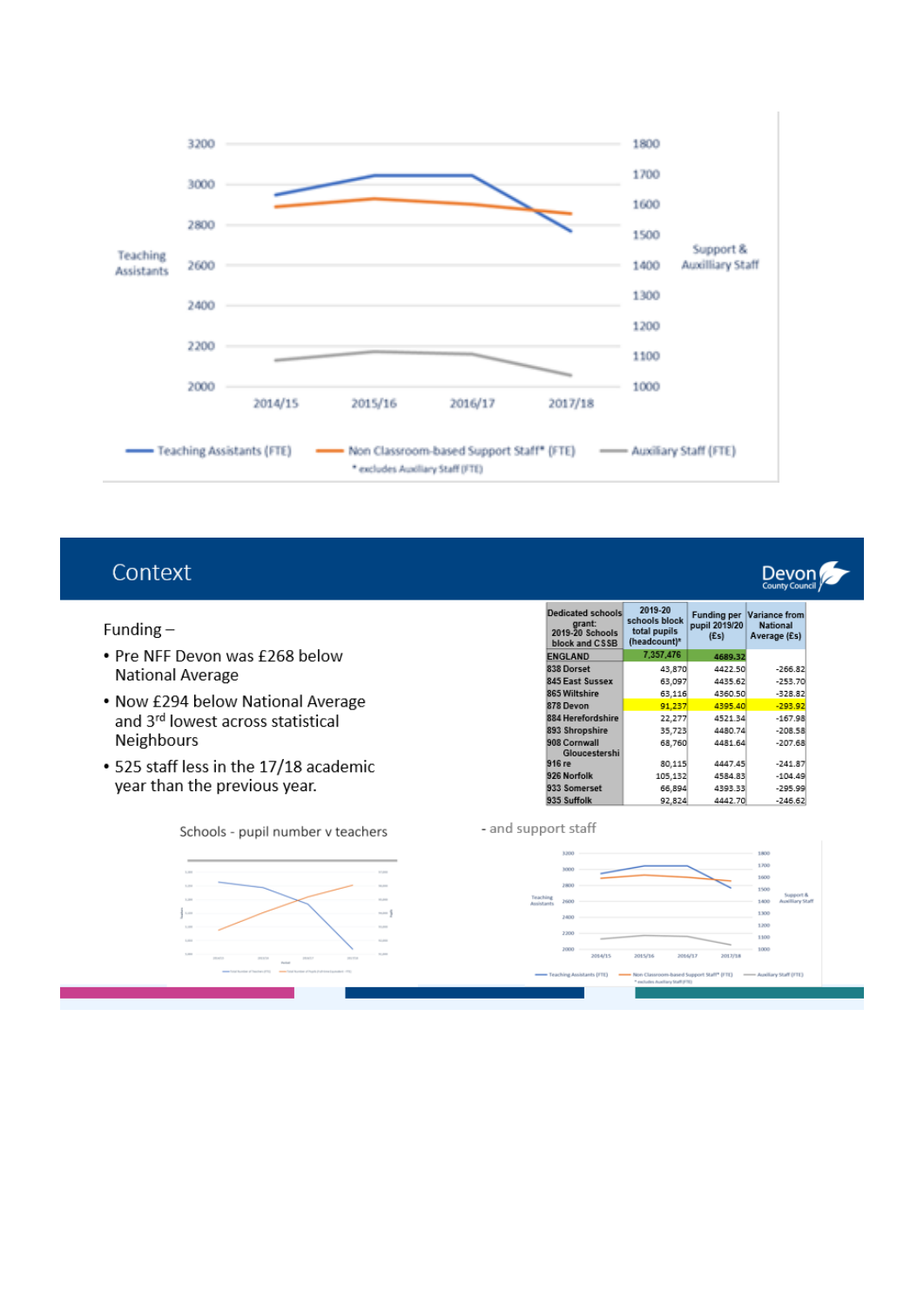3200
3000
2800
2600
2400
2200
2000

Teaching Assistants

1800
1700
1600
1500
1400
1300
1200
1100
1000

Support & Auxilliary Staff

2014/15 2015/16 2016/17 2017/18

Teaching Assistants (FTE) — Non Classroom-based Support Staff* (FTE) — Auxiliary Staff (FTE)

* excludes Auxiliary Staff (FTE)

## Context

Devon County Council

Funding –

- Pre NFF Devon was £268 below National Average
- Now £294 below National Average and 3rd lowest across statistical Neighbours
- 525 staff less in the 17/18 academic year than the previous year.

| Dedicated schools grant: 2019-20 Schools block and CSSB | 2019-20 schools block total pupils (headcount)* | Funding per pupil 2019/20 (£s) | Variance from National Average (£s) |
|---|---|---|---|
| ENGLAND | 7,357,476 | 4689.32 | |
| 838 Dorset | 43,870 | 4422.50 | -266.82 |
| 845 East Sussex | 63,097 | 4435.62 | -253.70 |
| 865 Wiltshire | 63,116 | 4360.50 | -328.82 |
| 878 Devon | 91,237 | 4395.40 | -293.92 |
| 884 Herefordshire | 22,277 | 4521.34 | -167.98 |
| 893 Shropshire | 35,723 | 4480.74 | -208.58 |
| 908 Cornwall | 68,760 | 4481.64 | -207.68 |
| 916 Gloucestershire | 80,115 | 4447.45 | -241.87 |
| 926 Norfolk | 105,132 | 4584.83 | -104.49 |
| 933 Somerset | 66,894 | 4393.33 | -295.99 |
| 935 Suffolk | 92,824 | 4442.70 | -246.62 |

Schools - pupil number v teachers

- and support staff

3200
3000
2800
2600
2400
2200
2000

Teaching Assistants

1800
1700
1600
1500
1400
1300
1200
1100
1000

Support & Auxilliary Staff

2014/15 2015/16 2016/17 2017/18

Teaching Assistants (FTE) — Non Classroom-based Support Staff* (FTE) — Auxiliary Staff (FTE)

* excludes Auxiliary Staff (FTE)